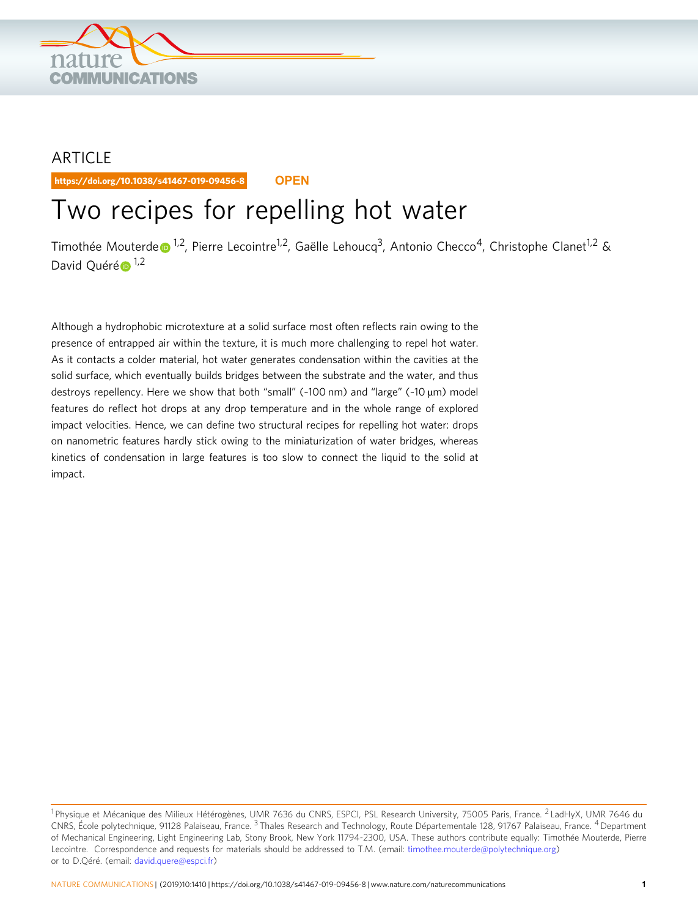ARTICLE

https://doi.org/10.1038/s41467-019-09456-8 OPEN

# Two recipes for repelling hot water

Timothée Mouterde [1,2], Pierre Lecointre[1,2], Gaëlle Lehoucq[3], Antonio Checco[4], Christophe Clanet[1,2] & David Quéré [1,2]

Although a hydrophobic microtexture at a solid surface most often reflects rain owing to the presence of entrapped air within the texture, it is much more challenging to repel hot water. As it contacts a colder material, hot water generates condensation within the cavities at the solid surface, which eventually builds bridges between the substrate and the water, and thus destroys repellency. Here we show that both "small" (~100 nm) and "large" (~10 μm) model features do reflect hot drops at any drop temperature and in the whole range of explored impact velocities. Hence, we can define two structural recipes for repelling hot water: drops on nanometric features hardly stick owing to the miniaturization of water bridges, whereas kinetics of condensation in large features is too slow to connect the liquid to the solid at impact.

[1] Physique et Mécanique des Milieux Hétérogènes, UMR 7636 du CNRS, ESPCI, PSL Research University, 75005 Paris, France. [2] LadHyX, UMR 7646 du CNRS, École polytechnique, 91128 Palaiseau, France. [3] Thales Research and Technology, Route Départementale 128, 91767 Palaiseau, France. [4] Department of Mechanical Engineering, Light Engineering Lab, Stony Brook, New York 11794-2300, USA. These authors contribute equally: Timothée Mouterde, Pierre Lecointre. Correspondence and requests for materials should be addressed to T.M. (email: timothee.mouterde@polytechnique.org) or to D.Qéré. (email: david.quere@espci.fr)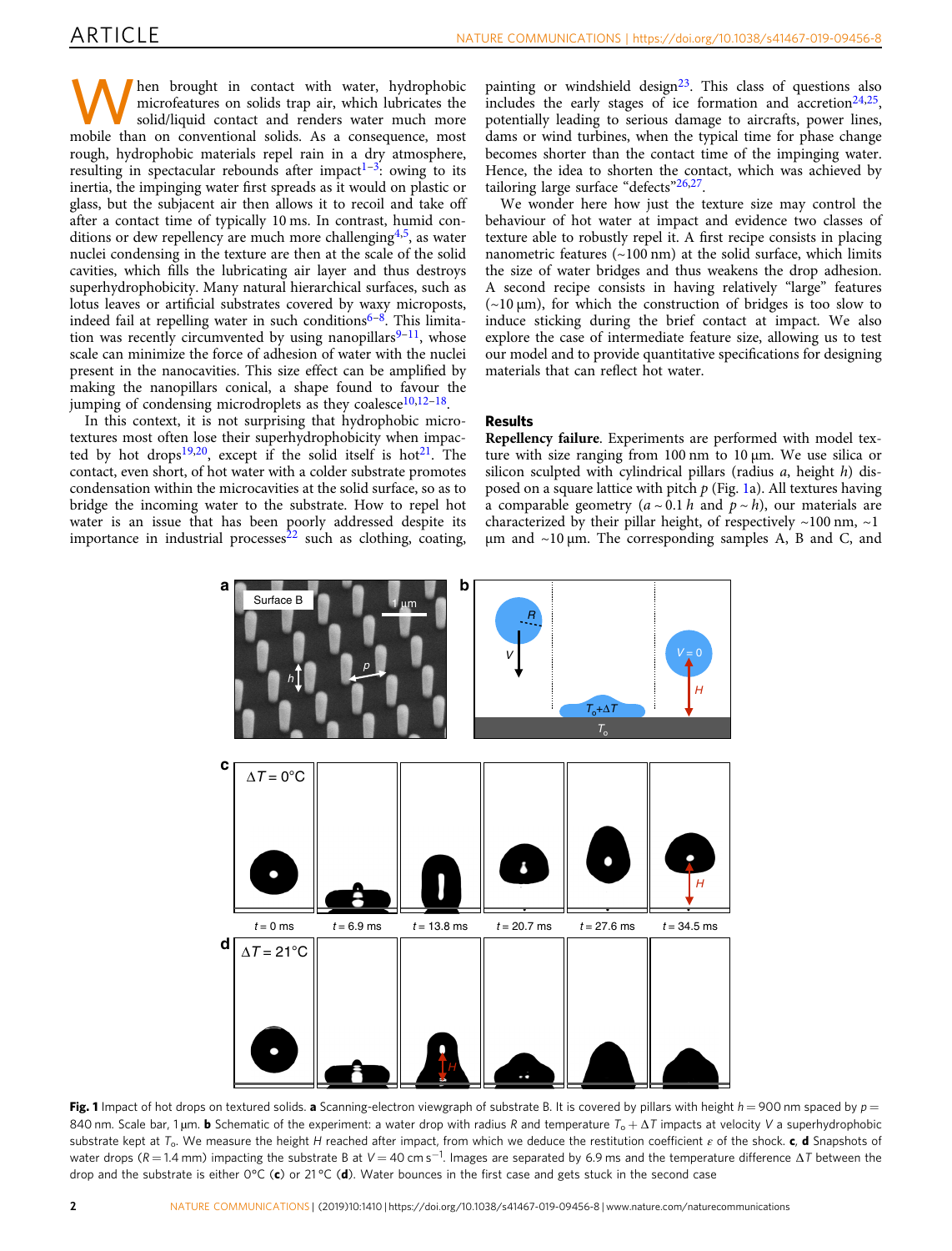When brought in contact with water, hydrophobic microfeatures on solids trap air, which lubricates the solid/liquid contact and renders water much more mobile than on conventional solids. As a consequence, most rough, hydrophobic materials repel rain in a dry atmosphere, resulting in spectacular rebounds after impact[1–3]: owing to its inertia, the impinging water first spreads as it would on plastic or glass, but the subjacent air then allows it to recoil and take off after a contact time of typically 10 ms. In contrast, humid conditions or dew repellency are much more challenging[4,5], as water nuclei condensing in the texture are then at the scale of the solid cavities, which fills the lubricating air layer and thus destroys superhydrophobicity. Many natural hierarchical surfaces, such as lotus leaves or artificial substrates covered by waxy microposts, indeed fail at repelling water in such conditions[6–8]. This limitation was recently circumvented by using nanopillars[9–11], whose scale can minimize the force of adhesion of water with the nuclei present in the nanocavities. This size effect can be amplified by making the nanopillars conical, a shape found to favour the jumping of condensing microdroplets as they coalesce[10,12–18].

In this context, it is not surprising that hydrophobic microtextures most often lose their superhydrophobicity when impacted by hot drops[19,20], except if the solid itself is hot[21]. The contact, even short, of hot water with a colder substrate promotes condensation within the microcavities at the solid surface, so as to bridge the incoming water to the substrate. How to repel hot water is an issue that has been poorly addressed despite its importance in industrial processes[22] such as clothing, coating, painting or windshield design[23]. This class of questions also includes the early stages of ice formation and accretion[24,25], potentially leading to serious damage to aircrafts, power lines, dams or wind turbines, when the typical time for phase change becomes shorter than the contact time of the impinging water. Hence, the idea to shorten the contact, which was achieved by tailoring large surface "defects"[26,27].

We wonder here how just the texture size may control the behaviour of hot water at impact and evidence two classes of texture able to robustly repel it. A first recipe consists in placing nanometric features (~100 nm) at the solid surface, which limits the size of water bridges and thus weakens the drop adhesion. A second recipe consists in having relatively "large" features (~10 µm), for which the construction of bridges is too slow to induce sticking during the brief contact at impact. We also explore the case of intermediate feature size, allowing us to test our model and to provide quantitative specifications for designing materials that can reflect hot water.

## Results

**Repellency failure**. Experiments are performed with model texture with size ranging from 100 nm to 10 µm. We use silica or silicon sculpted with cylindrical pillars (radius $a$, height $h$) disposed on a square lattice with pitch $p$ (Fig. 1a). All textures having a comparable geometry ($a \sim 0.1\,h$ and $p \sim h$), our materials are characterized by their pillar height, of respectively ~100 nm, ~1 µm and ~10 µm. The corresponding samples A, B and C, and

**Fig. 1** Impact of hot drops on textured solids. **a** Scanning-electron viewgraph of substrate B. It is covered by pillars with height $h = 900$ nm spaced by $p = 840$ nm. Scale bar, 1 µm. **b** Schematic of the experiment: a water drop with radius $R$ and temperature $T_o + \Delta T$ impacts at velocity $V$ a superhydrophobic substrate kept at $T_o$. We measure the height $H$ reached after impact, from which we deduce the restitution coefficient $\varepsilon$ of the shock. **c**, **d** Snapshots of water drops ($R = 1.4$ mm) impacting the substrate B at $V = 40$ cm s$^{-1}$. Images are separated by 6.9 ms and the temperature difference $\Delta T$ between the drop and the substrate is either 0°C (**c**) or 21 °C (**d**). Water bounces in the first case and gets stuck in the second case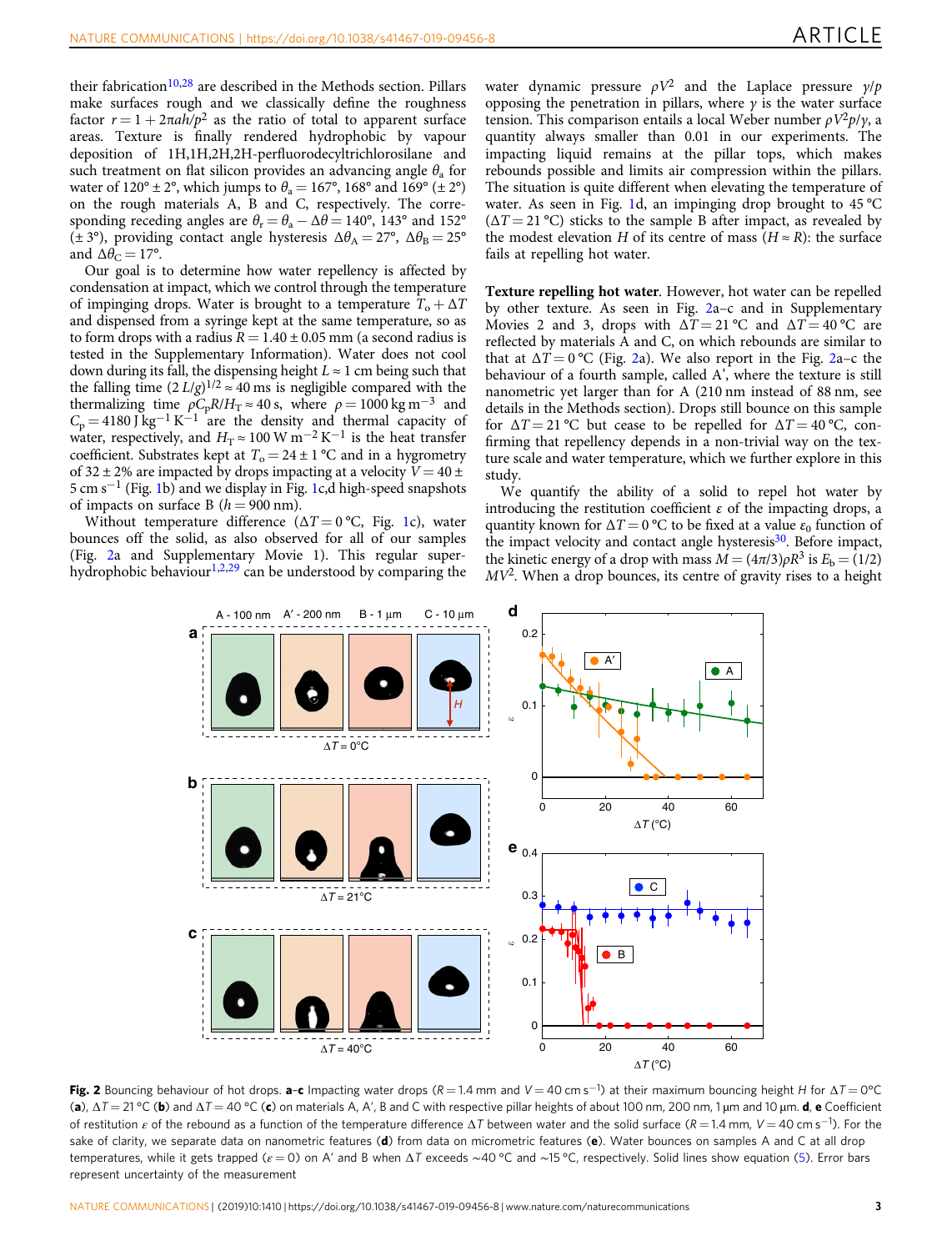their fabrication[10,28] are described in the Methods section. Pillars make surfaces rough and we classically define the roughness factor $r = 1 + 2\pi ah/p^2$ as the ratio of total to apparent surface areas. Texture is finally rendered hydrophobic by vapour deposition of 1H,1H,2H,2H-perfluorodecyltrichlorosilane and such treatment on flat silicon provides an advancing angle $\theta_a$ for water of 120° ± 2°, which jumps to $\theta_a = 167°$, 168° and 169° (± 2°) on the rough materials A, B and C, respectively. The corresponding receding angles are $\theta_r = \theta_a - \Delta\theta = 140°$, 143° and 152° (± 3°), providing contact angle hysteresis $\Delta\theta_A = 27°$, $\Delta\theta_B = 25°$ and $\Delta\theta_C = 17°$.

Our goal is to determine how water repellency is affected by condensation at impact, which we control through the temperature of impinging drops. Water is brought to a temperature $T_o + \Delta T$ and dispensed from a syringe kept at the same temperature, so as to form drops with a radius $R = 1.40 \pm 0.05$ mm (a second radius is tested in the Supplementary Information). Water does not cool down during its fall, the dispensing height $L \approx 1$ cm being such that the falling time $(2L/g)^{1/2} \approx 40$ ms is negligible compared with the thermalizing time $\rho C_p R/H_T \approx 40$ s, where $\rho = 1000\ \mathrm{kg\,m^{-3}}$ and $C_p = 4180\ \mathrm{J\,kg^{-1}\,K^{-1}}$ are the density and thermal capacity of water, respectively, and $H_T \approx 100\ \mathrm{W\,m^{-2}\,K^{-1}}$ is the heat transfer coefficient. Substrates kept at $T_o = 24 \pm 1$ °C and in a hygrometry of 32 ± 2% are impacted by drops impacting at a velocity $V = 40 \pm 5\ \mathrm{cm\,s^{-1}}$ (Fig. 1b) and we display in Fig. 1c,d high-speed snapshots of impacts on surface B ($h = 900$ nm).

Without temperature difference ($\Delta T = 0$ °C, Fig. 1c), water bounces off the solid, as also observed for all of our samples (Fig. 2a and Supplementary Movie 1). This regular superhydrophobic behaviour[1,2,29] can be understood by comparing the water dynamic pressure $\rho V^2$ and the Laplace pressure $\gamma/p$ opposing the penetration in pillars, where $\gamma$ is the water surface tension. This comparison entails a local Weber number $\rho V^2 p/\gamma$, a quantity always smaller than 0.01 in our experiments. The impacting liquid remains at the pillar tops, which makes rebounds possible and limits air compression within the pillars. The situation is quite different when elevating the temperature of water. As seen in Fig. 1d, an impinging drop brought to 45 °C ($\Delta T = 21$ °C) sticks to the sample B after impact, as revealed by the modest elevation $H$ of its centre of mass ($H \approx R$): the surface fails at repelling hot water.

**Texture repelling hot water**. However, hot water can be repelled by other texture. As seen in Fig. 2a–c and in Supplementary Movies 2 and 3, drops with $\Delta T = 21$ °C and $\Delta T = 40$ °C are reflected by materials A and C, on which rebounds are similar to that at $\Delta T = 0$ °C (Fig. 2a). We also report in the Fig. 2a–c the behaviour of a fourth sample, called A', where the texture is still nanometric yet larger than for A (210 nm instead of 88 nm, see details in the Methods section). Drops still bounce on this sample for $\Delta T = 21$ °C but cease to be repelled for $\Delta T = 40$ °C, confirming that repellency depends in a non-trivial way on the texture scale and water temperature, which we further explore in this study.

We quantify the ability of a solid to repel hot water by introducing the restitution coefficient $\varepsilon$ of the impacting drops, a quantity known for $\Delta T = 0$ °C to be fixed at a value $\varepsilon_0$ function of the impact velocity and contact angle hysteresis[30]. Before impact, the kinetic energy of a drop with mass $M = (4\pi/3)\rho R^3$ is $E_b = (1/2)MV^2$. When a drop bounces, its centre of gravity rises to a height

**Fig. 2** Bouncing behaviour of hot drops. **a–c** Impacting water drops ($R = 1.4$ mm and $V = 40\ \mathrm{cm\,s^{-1}}$) at their maximum bouncing height $H$ for $\Delta T = 0$ °C (**a**), $\Delta T = 21$ °C (**b**) and $\Delta T = 40$ °C (**c**) on materials A, A', B and C with respective pillar heights of about 100 nm, 200 nm, 1 µm and 10 µm. **d**, **e** Coefficient of restitution $\varepsilon$ of the rebound as a function of the temperature difference $\Delta T$ between water and the solid surface ($R = 1.4$ mm, $V = 40\ \mathrm{cm\,s^{-1}}$). For the sake of clarity, we separate data on nanometric features (**d**) from data on micrometric features (**e**). Water bounces on samples A and C at all drop temperatures, while it gets trapped ($\varepsilon = 0$) on A' and B when $\Delta T$ exceeds ~40 °C and ~15 °C, respectively. Solid lines show equation (5). Error bars represent uncertainty of the measurement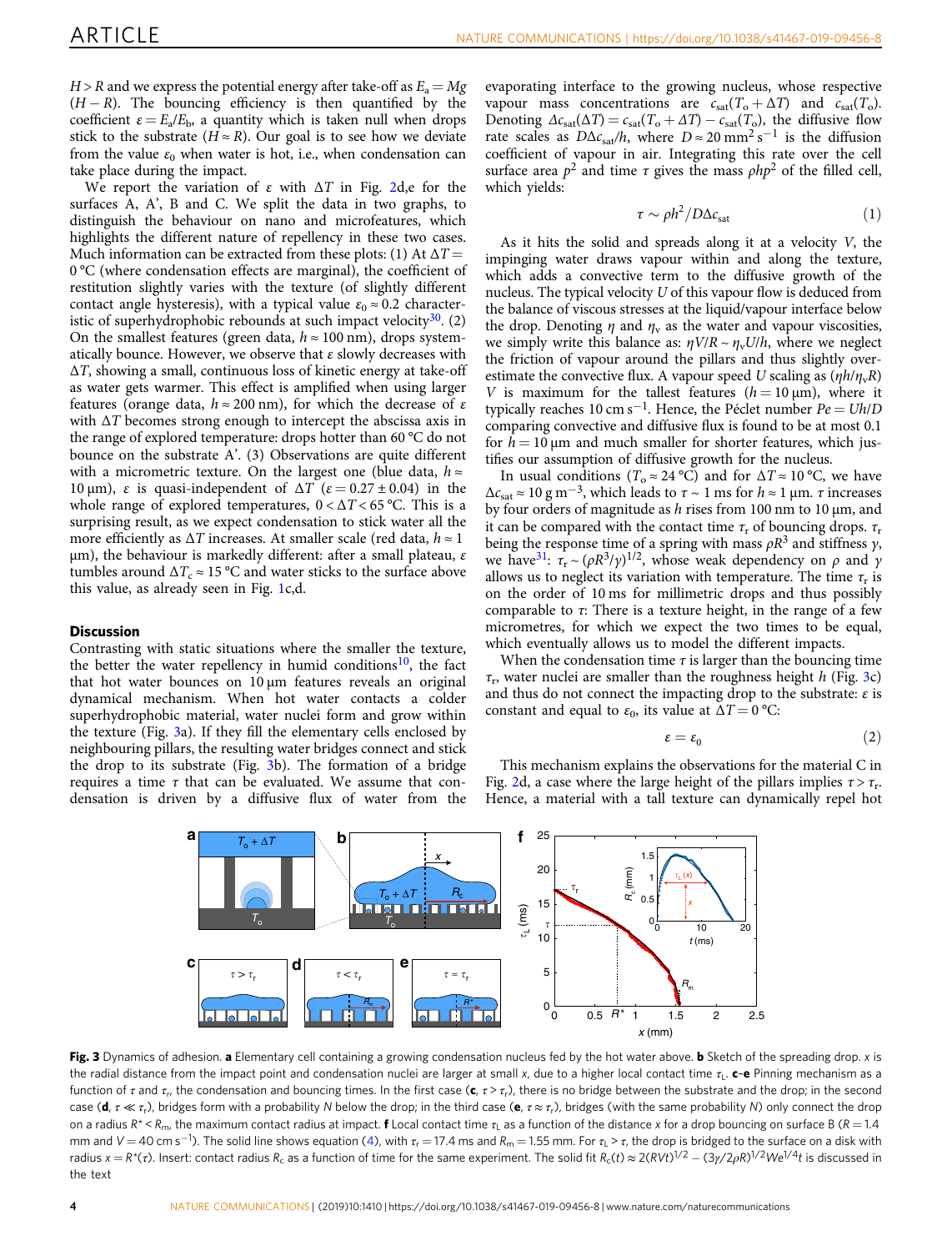$H > R$ and we express the potential energy after take-off as $E_a = Mg(H - R)$. The bouncing efficiency is then quantified by the coefficient $\varepsilon = E_a/E_b$, a quantity which is taken null when drops stick to the substrate ($H \approx R$). Our goal is to see how we deviate from the value $\varepsilon_0$ when water is hot, i.e., when condensation can take place during the impact.

We report the variation of $\varepsilon$ with $\Delta T$ in Fig. 2d,e for the surfaces A, A′, B and C. We split the data in two graphs, to distinguish the behaviour on nano and microfeatures, which highlights the different nature of repellency in these two cases. Much information can be extracted from these plots: (1) At $\Delta T = 0$ °C (where condensation effects are marginal), the coefficient of restitution slightly varies with the texture (of slightly different contact angle hysteresis), with a typical value $\varepsilon_0 \approx 0.2$ characteristic of superhydrophobic rebounds at such impact velocity[30]. (2) On the smallest features (green data, $h \approx 100$ nm), drops systematically bounce. However, we observe that $\varepsilon$ slowly decreases with $\Delta T$, showing a small, continuous loss of kinetic energy at take-off as water gets warmer. This effect is amplified when using larger features (orange data, $h \approx 200$ nm), for which the decrease of $\varepsilon$ with $\Delta T$ becomes strong enough to intercept the abscissa axis in the range of explored temperature: drops hotter than 60 °C do not bounce on the substrate A′. (3) Observations are quite different with a micrometric texture. On the largest one (blue data, $h \approx 10$ µm), $\varepsilon$ is quasi-independent of $\Delta T$ ($\varepsilon = 0.27 \pm 0.04$) in the whole range of explored temperatures, $0 < \Delta T < 65$ °C. This is a surprising result, as we expect condensation to stick water all the more efficiently as $\Delta T$ increases. At smaller scale (red data, $h \approx 1$ µm), the behaviour is markedly different: after a small plateau, $\varepsilon$ tumbles around $\Delta T_c \approx 15$ °C and water sticks to the surface above this value, as already seen in Fig. 1c,d.

## Discussion

Contrasting with static situations where the smaller the texture, the better the water repellency in humid conditions[10], the fact that hot water bounces on 10 µm features reveals an original dynamical mechanism. When hot water contacts a colder superhydrophobic material, water nuclei form and grow within the texture (Fig. 3a). If they fill the elementary cells enclosed by neighbouring pillars, the resulting water bridges connect and stick the drop to its substrate (Fig. 3b). The formation of a bridge requires a time $\tau$ that can be evaluated. We assume that condensation is driven by a diffusive flux of water from the evaporating interface to the growing nucleus, whose respective vapour mass concentrations are $c_{sat}(T_o + \Delta T)$ and $c_{sat}(T_o)$. Denoting $\Delta c_{sat}(\Delta T) = c_{sat}(T_o + \Delta T) - c_{sat}(T_o)$, the diffusive flow rate scales as $D\Delta c_{sat}/h$, where $D \approx 20$ mm$^2$ s$^{-1}$ is the diffusion coefficient of vapour in air. Integrating this rate over the cell surface area $p^2$ and time $\tau$ gives the mass $\rho h p^2$ of the filled cell, which yields:

$$\tau \sim \rho h^2 / D\Delta c_{sat} \tag{1}$$

As it hits the solid and spreads along it at a velocity $V$, the impinging water draws vapour within and along the texture, which adds a convective term to the diffusive growth of the nucleus. The typical velocity $U$ of this vapour flow is deduced from the balance of viscous stresses at the liquid/vapour interface below the drop. Denoting $\eta$ and $\eta_v$ as the water and vapour viscosities, we simply write this balance as: $\eta V/R \sim \eta_v U/h$, where we neglect the friction of vapour around the pillars and thus slightly overestimate the convective flux. A vapour speed $U$ scaling as $(\eta h/\eta_v R)V$ is maximum for the tallest features ($h = 10$ µm), where it typically reaches 10 cm s$^{-1}$. Hence, the Péclet number $Pe = Uh/D$ comparing convective and diffusive flux is found to be at most 0.1 for $h = 10$ µm and much smaller for shorter features, which justifies our assumption of diffusive growth for the nucleus.

In usual conditions ($T_o \approx 24$ °C) and for $\Delta T \approx 10$ °C, we have $\Delta c_{sat} \approx 10$ g m$^{-3}$, which leads to $\tau \sim 1$ ms for $h \approx 1$ µm. $\tau$ increases by four orders of magnitude as $h$ rises from 100 nm to 10 µm, and it can be compared with the contact time $\tau_r$ of bouncing drops. $\tau_r$ being the response time of a spring with mass $\rho R^3$ and stiffness $\gamma$, we have[31]: $\tau_r \sim (\rho R^3/\gamma)^{1/2}$, whose weak dependency on $\rho$ and $\gamma$ allows us to neglect its variation with temperature. The time $\tau_r$ is on the order of 10 ms for millimetric drops and thus possibly comparable to $\tau$: There is a texture height, in the range of a few micrometres, for which we expect the two times to be equal, which eventually allows us to model the different impacts.

When the condensation time $\tau$ is larger than the bouncing time $\tau_r$, water nuclei are smaller than the roughness height $h$ (Fig. 3c) and thus do not connect the impacting drop to the substrate: $\varepsilon$ is constant and equal to $\varepsilon_0$, its value at $\Delta T = 0$ °C:

$$\varepsilon = \varepsilon_0 \tag{2}$$

This mechanism explains the observations for the material C in Fig. 2d, a case where the large height of the pillars implies $\tau > \tau_r$. Hence, a material with a tall texture can dynamically repel hot

**Fig. 3** Dynamics of adhesion. **a** Elementary cell containing a growing condensation nucleus fed by the hot water above. **b** Sketch of the spreading drop. $x$ is the radial distance from the impact point and condensation nuclei are larger at small $x$, due to a higher local contact time $\tau_L$. **c**–**e** Pinning mechanism as a function of $\tau$ and $\tau_r$, the condensation and bouncing times. In the first case (**c**, $\tau > \tau_r$), there is no bridge between the substrate and the drop; in the second case (**d**, $\tau \ll \tau_r$), bridges form with a probability $N$ below the drop; in the third case (**e**, $\tau \approx \tau_r$), bridges (with the same probability $N$) only connect the drop on a radius $R^* < R_m$, the maximum contact radius at impact. **f** Local contact time $\tau_L$ as a function of the distance $x$ for a drop bouncing on surface B ($R = 1.4$ mm and $V = 40$ cm s$^{-1}$). The solid line shows equation (4), with $\tau_r = 17.4$ ms and $R_m = 1.55$ mm. For $\tau_L > \tau$, the drop is bridged to the surface on a disk with radius $x = R^*(\tau)$. Insert: contact radius $R_c$ as a function of time for the same experiment. The solid fit $R_c(t) \approx 2(RVt)^{1/2} - (3\gamma/2\rho R)^{1/2} We^{1/4} t$ is discussed in the text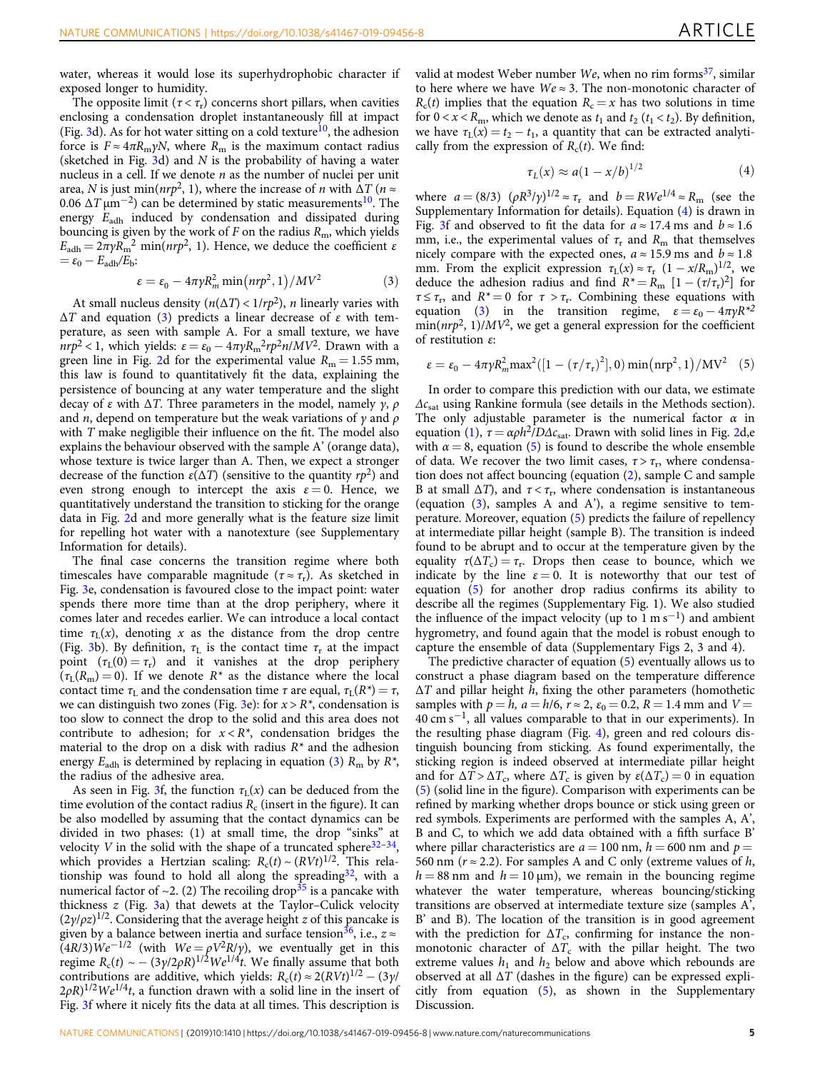water, whereas it would lose its superhydrophobic character if exposed longer to humidity.

The opposite limit ($\tau < \tau_r$) concerns short pillars, when cavities enclosing a condensation droplet instantaneously fill at impact (Fig. 3d). As for hot water sitting on a cold texture[10], the adhesion force is $F \approx 4\pi R_m \gamma N$, where $R_m$ is the maximum contact radius (sketched in Fig. 3d) and $N$ is the probability of having a water nucleus in a cell. If we denote $n$ as the number of nuclei per unit area, $N$ is just $\min(nrp^2, 1)$, where the increase of $n$ with $\Delta T$ ($n \approx 0.06\ \Delta T\ \mu\text{m}^{-2}$) can be determined by static measurements[10]. The energy $E_{adh}$ induced by condensation and dissipated during bouncing is given by the work of $F$ on the radius $R_m$, which yields $E_{adh} = 2\pi\gamma R_m^{\ 2} \min(nrp^2, 1)$. Hence, we deduce the coefficient $\varepsilon = \varepsilon_0 - E_{adh}/E_b$:

$$\varepsilon = \varepsilon_0 - 4\pi\gamma R_m^2 \min\left(nrp^2, 1\right)/MV^2 \tag{3}$$

At small nucleus density ($n(\Delta T) < 1/rp^2$), $n$ linearly varies with $\Delta T$ and equation (3) predicts a linear decrease of $\varepsilon$ with temperature, as seen with sample A. For a small texture, we have $nrp^2 < 1$, which yields: $\varepsilon = \varepsilon_0 - 4\pi\gamma R_m^{\ 2} rp^2 n/MV^2$. Drawn with a green line in Fig. 2d for the experimental value $R_m = 1.55$ mm, this law is found to quantitatively fit the data, explaining the persistence of bouncing at any water temperature and the slight decay of $\varepsilon$ with $\Delta T$. Three parameters in the model, namely $\gamma$, $\rho$ and $n$, depend on temperature but the weak variations of $\gamma$ and $\rho$ with $T$ make negligible their influence on the fit. The model also explains the behaviour observed with the sample A' (orange data), whose texture is twice larger than A. Then, we expect a stronger decrease of the function $\varepsilon(\Delta T)$ (sensitive to the quantity $rp^2$) and even strong enough to intercept the axis $\varepsilon = 0$. Hence, we quantitatively understand the transition to sticking for the orange data in Fig. 2d and more generally what is the feature size limit for repelling hot water with a nanotexture (see Supplementary Information for details).

The final case concerns the transition regime where both timescales have comparable magnitude ($\tau \approx \tau_r$). As sketched in Fig. 3e, condensation is favoured close to the impact point: water spends there more time than at the drop periphery, where it comes later and recedes earlier. We can introduce a local contact time $\tau_L(x)$, denoting $x$ as the distance from the drop centre (Fig. 3b). By definition, $\tau_L$ is the contact time $\tau_r$ at the impact point ($\tau_L(0) = \tau_r$) and it vanishes at the drop periphery ($\tau_L(R_m) = 0$). If we denote $R^*$ as the distance where the local contact time $\tau_L$ and the condensation time $\tau$ are equal, $\tau_L(R^*) = \tau$, we can distinguish two zones (Fig. 3e): for $x > R^*$, condensation is too slow to connect the drop to the solid and this area does not contribute to adhesion; for $x < R^*$, condensation bridges the material to the drop on a disk with radius $R^*$ and the adhesion energy $E_{adh}$ is determined by replacing in equation (3) $R_m$ by $R^*$, the radius of the adhesive area.

As seen in Fig. 3f, the function $\tau_L(x)$ can be deduced from the time evolution of the contact radius $R_c$ (insert in the figure). It can be also modelled by assuming that the contact dynamics can be divided in two phases: (1) at small time, the drop "sinks" at velocity $V$ in the solid with the shape of a truncated sphere[32–34], which provides a Hertzian scaling: $R_c(t) \sim (RVt)^{1/2}$. This relationship was found to hold all along the spreading[32], with a numerical factor of ~2. (2) The recoiling drop[35] is a pancake with thickness $z$ (Fig. 3a) that dewets at the Taylor–Culick velocity $(2\gamma/\rho z)^{1/2}$. Considering that the average height $z$ of this pancake is given by a balance between inertia and surface tension[36], i.e., $z \approx (4R/3)We^{-1/2}$ (with $We = \rho V^2 R/\gamma$), we eventually get in this regime $R_c(t) \sim -(3\gamma/2\rho R)^{1/2} We^{1/4} t$. We finally assume that both contributions are additive, which yields: $R_c(t) \approx 2(RVt)^{1/2} - (3\gamma/2\rho R)^{1/2} We^{1/4} t$, a function drawn with a solid line in the insert of Fig. 3f where it nicely fits the data at all times. This description is valid at modest Weber number $We$, when no rim forms[37], similar to here where we have $We \approx 3$. The non-monotonic character of $R_c(t)$ implies that the equation $R_c = x$ has two solutions in time for $0 < x < R_m$, which we denote as $t_1$ and $t_2$ ($t_1 < t_2$). By definition, we have $\tau_L(x) = t_2 - t_1$, a quantity that can be extracted analytically from the expression of $R_c(t)$. We find:

$$\tau_L(x) \approx a(1 - x/b)^{1/2} \tag{4}$$

where $a = (8/3)\ (\rho R^3/\gamma)^{1/2} \approx \tau_r$ and $b = RWe^{1/4} \approx R_m$ (see the Supplementary Information for details). Equation (4) is drawn in Fig. 3f and observed to fit the data for $a \approx 17.4$ ms and $b \approx 1.6$ mm, i.e., the experimental values of $\tau_r$ and $R_m$ that themselves nicely compare with the expected ones, $a \approx 15.9$ ms and $b \approx 1.8$ mm. From the explicit expression $\tau_L(x) \approx \tau_r\ (1 - x/R_m)^{1/2}$, we deduce the adhesion radius and find $R^* = R_m\ [1 - (\tau/\tau_r)^2]$ for $\tau \leq \tau_r$, and $R^* = 0$ for $\tau > \tau_r$. Combining these equations with equation (3) in the transition regime, $\varepsilon = \varepsilon_0 - 4\pi\gamma R^{*2} \min(nrp^2, 1)/MV^2$, we get a general expression for the coefficient of restitution $\varepsilon$:

$$\varepsilon = \varepsilon_0 - 4\pi\gamma R_m^2 \max{}^2\left(\left[1 - (\tau/\tau_r)^2\right], 0\right) \min\left(\text{nrp}^2, 1\right)/\text{MV}^2 \tag{5}$$

In order to compare this prediction with our data, we estimate $\Delta c_{sat}$ using Rankine formula (see details in the Methods section). The only adjustable parameter is the numerical factor $\alpha$ in equation (1), $\tau = \alpha\rho h^2/D\Delta c_{sat}$. Drawn with solid lines in Fig. 2d,e with $\alpha = 8$, equation (5) is found to describe the whole ensemble of data. We recover the two limit cases, $\tau > \tau_r$, where condensation does not affect bouncing (equation (2), sample C and sample B at small $\Delta T$), and $\tau < \tau_r$, where condensation is instantaneous (equation (3), samples A and A'), a regime sensitive to temperature. Moreover, equation (5) predicts the failure of repellency at intermediate pillar height (sample B). The transition is indeed found to be abrupt and to occur at the temperature given by the equality $\tau(\Delta T_c) = \tau_r$. Drops then cease to bounce, which we indicate by the line $\varepsilon = 0$. It is noteworthy that our test of equation (5) for another drop radius confirms its ability to describe all the regimes (Supplementary Fig. 1). We also studied the influence of the impact velocity (up to 1 m s$^{-1}$) and ambient hygrometry, and found again that the model is robust enough to capture the ensemble of data (Supplementary Figs 2, 3 and 4).

The predictive character of equation (5) eventually allows us to construct a phase diagram based on the temperature difference $\Delta T$ and pillar height $h$, fixing the other parameters (homothetic samples with $p = h$, $a = h/6$, $r \approx 2$, $\varepsilon_0 = 0.2$, $R = 1.4$ mm and $V = 40$ cm s$^{-1}$, all values comparable to that in our experiments). In the resulting phase diagram (Fig. 4), green and red colours distinguish bouncing from sticking. As found experimentally, the sticking region is indeed observed at intermediate pillar height and for $\Delta T > \Delta T_c$, where $\Delta T_c$ is given by $\varepsilon(\Delta T_c) = 0$ in equation (5) (solid line in the figure). Comparison with experiments can be refined by marking whether drops bounce or stick using green or red symbols. Experiments are performed with the samples A, A', B and C, to which we add data obtained with a fifth surface B' where pillar characteristics are $a = 100$ nm, $h = 600$ nm and $p = 560$ nm ($r \approx 2.2$). For samples A and C only (extreme values of $h$, $h = 88$ nm and $h = 10\ \mu$m), we remain in the bouncing regime whatever the water temperature, whereas bouncing/sticking transitions are observed at intermediate texture size (samples A', B' and B). The location of the transition is in good agreement with the prediction for $\Delta T_c$, confirming for instance the non-monotonic character of $\Delta T_c$ with the pillar height. The two extreme values $h_1$ and $h_2$ below and above which rebounds are observed at all $\Delta T$ (dashes in the figure) can be expressed explicitly from equation (5), as shown in the Supplementary Discussion.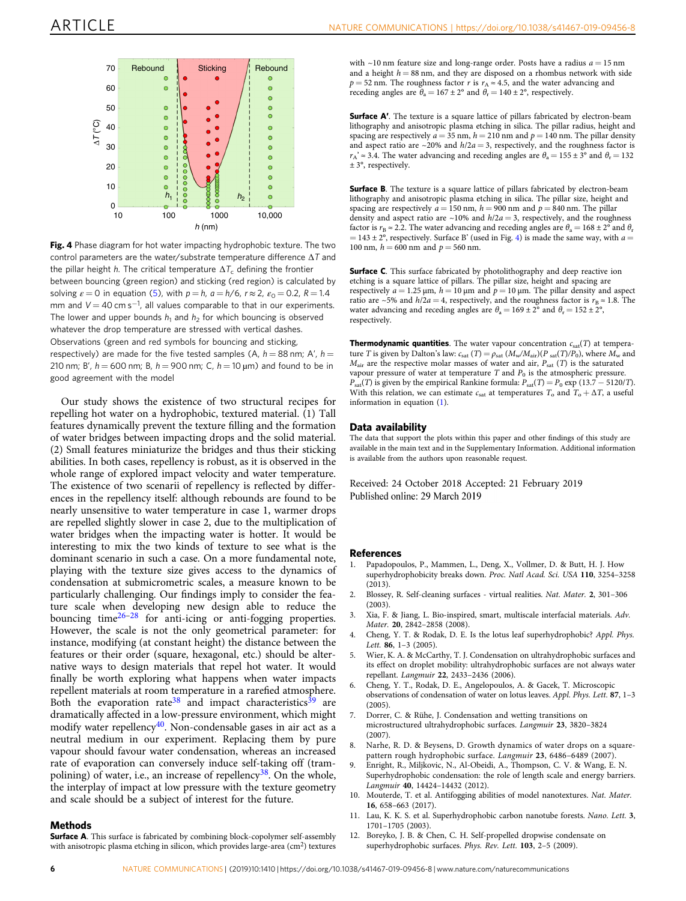**Fig. 4** Phase diagram for hot water impacting hydrophobic texture. The two control parameters are the water/substrate temperature difference $\Delta T$ and the pillar height $h$. The critical temperature $\Delta T_c$ defining the frontier between bouncing (green region) and sticking (red region) is calculated by solving $\varepsilon = 0$ in equation (5), with $p = h$, $a = h/6$, $r \approx 2$, $\varepsilon_O = 0.2$, $R = 1.4$ mm and $V = 40$ cm s$^{-1}$, all values comparable to that in our experiments. The lower and upper bounds $h_1$ and $h_2$ for which bouncing is observed whatever the drop temperature are stressed with vertical dashes. Observations (green and red symbols for bouncing and sticking, respectively) are made for the five tested samples (A, $h = 88$ nm; A′, $h = 210$ nm; B′, $h = 600$ nm; B, $h = 900$ nm; C, $h = 10$ μm) and found to be in good agreement with the model

Our study shows the existence of two structural recipes for repelling hot water on a hydrophobic, textured material. (1) Tall features dynamically prevent the texture filling and the formation of water bridges between impacting drops and the solid material. (2) Small features miniaturize the bridges and thus their sticking abilities. In both cases, repellency is robust, as it is observed in the whole range of explored impact velocity and water temperature. The existence of two scenarii of repellency is reflected by differences in the repellency itself: although rebounds are found to be nearly unsensitive to water temperature in case 1, warmer drops are repelled slightly slower in case 2, due to the multiplication of water bridges when the impacting water is hotter. It would be interesting to mix the two kinds of texture to see what is the dominant scenario in such a case. On a more fundamental note, playing with the texture size gives access to the dynamics of condensation at submicrometric scales, a measure known to be particularly challenging. Our findings imply to consider the feature scale when developing new design able to reduce the bouncing time[26–28] for anti-icing or anti-fogging properties. However, the scale is not the only geometrical parameter: for instance, modifying (at constant height) the distance between the features or their order (square, hexagonal, etc.) should be alternative ways to design materials that repel hot water. It would finally be worth exploring what happens when water impacts repellent materials at room temperature in a rarefied atmosphere. Both the evaporation rate[38] and impact characteristics[39] are dramatically affected in a low-pressure environment, which might modify water repellency[40]. Non-condensable gases in air act as a neutral medium in our experiment. Replacing them by pure vapour should favour water condensation, whereas an increased rate of evaporation can conversely induce self-taking off (trampolining) of water, i.e., an increase of repellency[38]. On the whole, the interplay of impact at low pressure with the texture geometry and scale should be a subject of interest for the future.

## Methods

**Surface A**. This surface is fabricated by combining block-copolymer self-assembly with anisotropic plasma etching in silicon, which provides large-area (cm$^2$) textures with ~10 nm feature size and long-range order. Posts have a radius $a = 15$ nm and a height $h = 88$ nm, and they are disposed on a rhombus network with side $p = 52$ nm. The roughness factor $r$ is $r_A \approx 4.5$, and the water advancing and receding angles are $\theta_a = 167 \pm 2°$ and $\theta_r = 140 \pm 2°$, respectively.

**Surface A′**. The texture is a square lattice of pillars fabricated by electron-beam lithography and anisotropic plasma etching in silica. The pillar radius, height and spacing are respectively $a = 35$ nm, $h = 210$ nm and $p = 140$ nm. The pillar density and aspect ratio are ~20% and $h/2a = 3$, respectively, and the roughness factor is $r_{A'} \approx 3.4$. The water advancing and receding angles are $\theta_a = 155 \pm 3°$ and $\theta_r = 132 \pm 3°$, respectively.

**Surface B**. The texture is a square lattice of pillars fabricated by electron-beam lithography and anisotropic plasma etching in silica. The pillar size, height and spacing are respectively $a = 150$ nm, $h = 900$ nm and $p = 840$ nm. The pillar density and aspect ratio are ~10% and $h/2a = 3$, respectively, and the roughness factor is $r_B \approx 2.2$. The water advancing and receding angles are $\theta_a = 168 \pm 2°$ and $\theta_r = 143 \pm 2°$, respectively. Surface B′ (used in Fig. 4) is made the same way, with $a = 100$ nm, $h = 600$ nm and $p = 560$ nm.

**Surface C**. This surface fabricated by photolithography and deep reactive ion etching is a square lattice of pillars. The pillar size, height and spacing are respectively $a = 1.25$ μm, $h = 10$ μm and $p = 10$ μm. The pillar density and aspect ratio are ~5% and $h/2a = 4$, respectively, and the roughness factor is $r_B \approx 1.8$. The water advancing and receding angles are $\theta_a = 169 \pm 2°$ and $\theta_r = 152 \pm 2°$, respectively.

**Thermodynamic quantities**. The water vapour concentration $c_{sat}(T)$ at temperature $T$ is given by Dalton's law: $c_{sat}(T) = \rho_{sat}(M_w/M_{air})(P_{sat}(T)/P_0)$, where $M_w$ and $M_{air}$ are the respective molar masses of water and air, $P_{sat}(T)$ is the saturated vapour pressure of water at temperature $T$ and $P_0$ is the atmospheric pressure. $P_{sat}(T)$ is given by the empirical Rankine formula: $P_{sat}(T) = P_0 \exp(13.7 - 5120/T)$. With this relation, we can estimate $c_{sat}$ at temperatures $T_o$ and $T_o + \Delta T$, a useful information in equation (1).

## Data availability

The data that support the plots within this paper and other findings of this study are available in the main text and in the Supplementary Information. Additional information is available from the authors upon reasonable request.

Received: 24 October 2018 Accepted: 21 February 2019
Published online: 29 March 2019

## References

1. Papadopoulos, P., Mammen, L., Deng, X., Vollmer, D. & Butt, H. J. How superhydrophobicity breaks down. *Proc. Natl Acad. Sci. USA* **110**, 3254–3258 (2013).
2. Blossey, R. Self-cleaning surfaces - virtual realities. *Nat. Mater.* **2**, 301–306 (2003).
3. Xia, F. & Jiang, L. Bio-inspired, smart, multiscale interfacial materials. *Adv. Mater.* **20**, 2842–2858 (2008).
4. Cheng, Y. T. & Rodak, D. E. Is the lotus leaf superhydrophobic? *Appl. Phys. Lett.* **86**, 1–3 (2005).
5. Wier, K. A. & McCarthy, T. J. Condensation on ultrahydrophobic surfaces and its effect on droplet mobility: ultrahydrophobic surfaces are not always water repellant. *Langmuir* **22**, 2433–2436 (2006).
6. Cheng, Y. T., Rodak, D. E., Angelopoulos, A. & Gacek, T. Microscopic observations of condensation of water on lotus leaves. *Appl. Phys. Lett.* **87**, 1–3 (2005).
7. Dorrer, C. & Rühe, J. Condensation and wetting transitions on microstructured ultrahydrophobic surfaces. *Langmuir* **23**, 3820–3824 (2007).
8. Narhe, R. D. & Beysens, D. Growth dynamics of water drops on a square-pattern rough hydrophobic surface. *Langmuir* **23**, 6486–6489 (2007).
9. Enright, R., Miljkovic, N., Al-Obeidi, A., Thompson, C. V. & Wang, E. N. Superhydrophobic condensation: the role of length scale and energy barriers. *Langmuir* **40**, 14424–14432 (2012).
10. Mouterde, T. et al. Antifogging abilities of model nanotextures. *Nat. Mater.* **16**, 658–663 (2017).
11. Lau, K. K. S. et al. Superhydrophobic carbon nanotube forests. *Nano. Lett.* **3**, 1701–1705 (2003).
12. Boreyko, J. B. & Chen, C. H. Self-propelled dropwise condensate on superhydrophobic surfaces. *Phys. Rev. Lett.* **103**, 2–5 (2009).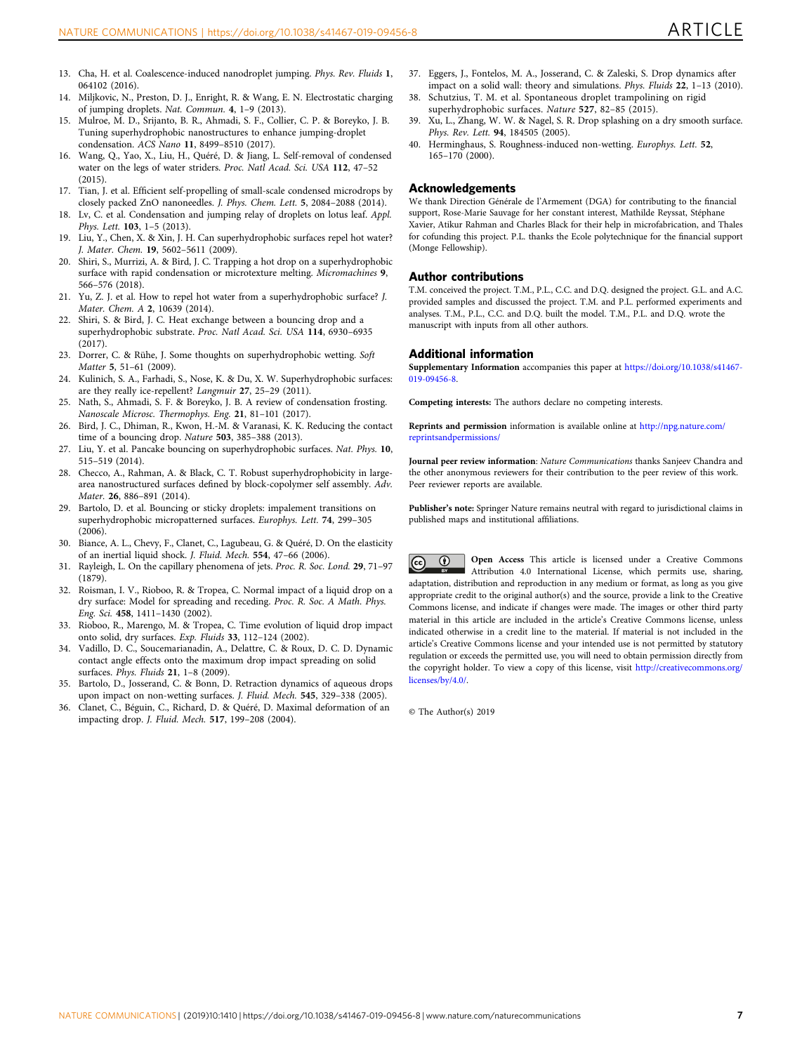13. Cha, H. et al. Coalescence-induced nanodroplet jumping. *Phys. Rev. Fluids* **1**, 064102 (2016).
14. Miljkovic, N., Preston, D. J., Enright, R. & Wang, E. N. Electrostatic charging of jumping droplets. *Nat. Commun.* **4**, 1–9 (2013).
15. Mulroe, M. D., Srijanto, B. R., Ahmadi, S. F., Collier, C. P. & Boreyko, J. B. Tuning superhydrophobic nanostructures to enhance jumping-droplet condensation. *ACS Nano* **11**, 8499–8510 (2017).
16. Wang, Q., Yao, X., Liu, H., Quéré, D. & Jiang, L. Self-removal of condensed water on the legs of water striders. *Proc. Natl Acad. Sci. USA* **112**, 47–52 (2015).
17. Tian, J. et al. Efficient self-propelling of small-scale condensed microdrops by closely packed ZnO nanoneedles. *J. Phys. Chem. Lett.* **5**, 2084–2088 (2014).
18. Lv, C. et al. Condensation and jumping relay of droplets on lotus leaf. *Appl. Phys. Lett.* **103**, 1–5 (2013).
19. Liu, Y., Chen, X. & Xin, J. H. Can superhydrophobic surfaces repel hot water? *J. Mater. Chem.* **19**, 5602–5611 (2009).
20. Shiri, S., Murrizi, A. & Bird, J. C. Trapping a hot drop on a superhydrophobic surface with rapid condensation or microtexture melting. *Micromachines* **9**, 566–576 (2018).
21. Yu, Z. J. et al. How to repel hot water from a superhydrophobic surface? *J. Mater. Chem. A* **2**, 10639 (2014).
22. Shiri, S. & Bird, J. C. Heat exchange between a bouncing drop and a superhydrophobic substrate. *Proc. Natl Acad. Sci. USA* **114**, 6930–6935 (2017).
23. Dorrer, C. & Rühe, J. Some thoughts on superhydrophobic wetting. *Soft Matter* **5**, 51–61 (2009).
24. Kulinich, S. A., Farhadi, S., Nose, K. & Du, X. W. Superhydrophobic surfaces: are they really ice-repellent? *Langmuir* **27**, 25–29 (2011).
25. Nath, S., Ahmadi, S. F. & Boreyko, J. B. A review of condensation frosting. *Nanoscale Microsc. Thermophys. Eng.* **21**, 81–101 (2017).
26. Bird, J. C., Dhiman, R., Kwon, H.-M. & Varanasi, K. K. Reducing the contact time of a bouncing drop. *Nature* **503**, 385–388 (2013).
27. Liu, Y. et al. Pancake bouncing on superhydrophobic surfaces. *Nat. Phys.* **10**, 515–519 (2014).
28. Checco, A., Rahman, A. & Black, C. T. Robust superhydrophobicity in large-area nanostructured surfaces defined by block-copolymer self assembly. *Adv. Mater.* **26**, 886–891 (2014).
29. Bartolo, D. et al. Bouncing or sticky droplets: impalement transitions on superhydrophobic micropatterned surfaces. *Europhys. Lett.* **74**, 299–305 (2006).
30. Biance, A. L., Chevy, F., Clanet, C., Lagubeau, G. & Quéré, D. On the elasticity of an inertial liquid shock. *J. Fluid. Mech.* **554**, 47–66 (2006).
31. Rayleigh, L. On the capillary phenomena of jets. *Proc. R. Soc. Lond.* **29**, 71–97 (1879).
32. Roisman, I. V., Rioboo, R. & Tropea, C. Normal impact of a liquid drop on a dry surface: Model for spreading and receding. *Proc. R. Soc. A Math. Phys. Eng. Sci.* **458**, 1411–1430 (2002).
33. Rioboo, R., Marengo, M. & Tropea, C. Time evolution of liquid drop impact onto solid, dry surfaces. *Exp. Fluids* **33**, 112–124 (2002).
34. Vadillo, D. C., Soucemarianadin, A., Delattre, C. & Roux, D. C. D. Dynamic contact angle effects onto the maximum drop impact spreading on solid surfaces. *Phys. Fluids* **21**, 1–8 (2009).
35. Bartolo, D., Josserand, C. & Bonn, D. Retraction dynamics of aqueous drops upon impact on non-wetting surfaces. *J. Fluid. Mech.* **545**, 329–338 (2005).
36. Clanet, C., Béguin, C., Richard, D. & Quéré, D. Maximal deformation of an impacting drop. *J. Fluid. Mech.* **517**, 199–208 (2004).
37. Eggers, J., Fontelos, M. A., Josserand, C. & Zaleski, S. Drop dynamics after impact on a solid wall: theory and simulations. *Phys. Fluids* **22**, 1–13 (2010).
38. Schutzius, T. M. et al. Spontaneous droplet trampolining on rigid superhydrophobic surfaces. *Nature* **527**, 82–85 (2015).
39. Xu, L., Zhang, W. W. & Nagel, S. R. Drop splashing on a dry smooth surface. *Phys. Rev. Lett.* **94**, 184505 (2005).
40. Herminghaus, S. Roughness-induced non-wetting. *Europhys. Lett.* **52**, 165–170 (2000).

## Acknowledgements

We thank Direction Générale de l'Armement (DGA) for contributing to the financial support, Rose-Marie Sauvage for her constant interest, Mathilde Reyssat, Stéphane Xavier, Atikur Rahman and Charles Black for their help in microfabrication, and Thales for cofunding this project. P.L. thanks the Ecole polytechnique for the financial support (Monge Fellowship).

## Author contributions

T.M. conceived the project. T.M., P.L., C.C. and D.Q. designed the project. G.L. and A.C. provided samples and discussed the project. T.M. and P.L. performed experiments and analyses. T.M., P.L., C.C. and D.Q. built the model. T.M., P.L. and D.Q. wrote the manuscript with inputs from all other authors.

## Additional information

**Supplementary Information** accompanies this paper at https://doi.org/10.1038/s41467-019-09456-8.

**Competing interests:** The authors declare no competing interests.

**Reprints and permission** information is available online at http://npg.nature.com/reprintsandpermissions/

**Journal peer review information**: *Nature Communications* thanks Sanjeev Chandra and the other anonymous reviewers for their contribution to the peer review of this work. Peer reviewer reports are available.

**Publisher's note:** Springer Nature remains neutral with regard to jurisdictional claims in published maps and institutional affiliations.

**Open Access** This article is licensed under a Creative Commons Attribution 4.0 International License, which permits use, sharing, adaptation, distribution and reproduction in any medium or format, as long as you give appropriate credit to the original author(s) and the source, provide a link to the Creative Commons license, and indicate if changes were made. The images or other third party material in this article are included in the article's Creative Commons license, unless indicated otherwise in a credit line to the material. If material is not included in the article's Creative Commons license and your intended use is not permitted by statutory regulation or exceeds the permitted use, you will need to obtain permission directly from the copyright holder. To view a copy of this license, visit http://creativecommons.org/licenses/by/4.0/.

© The Author(s) 2019